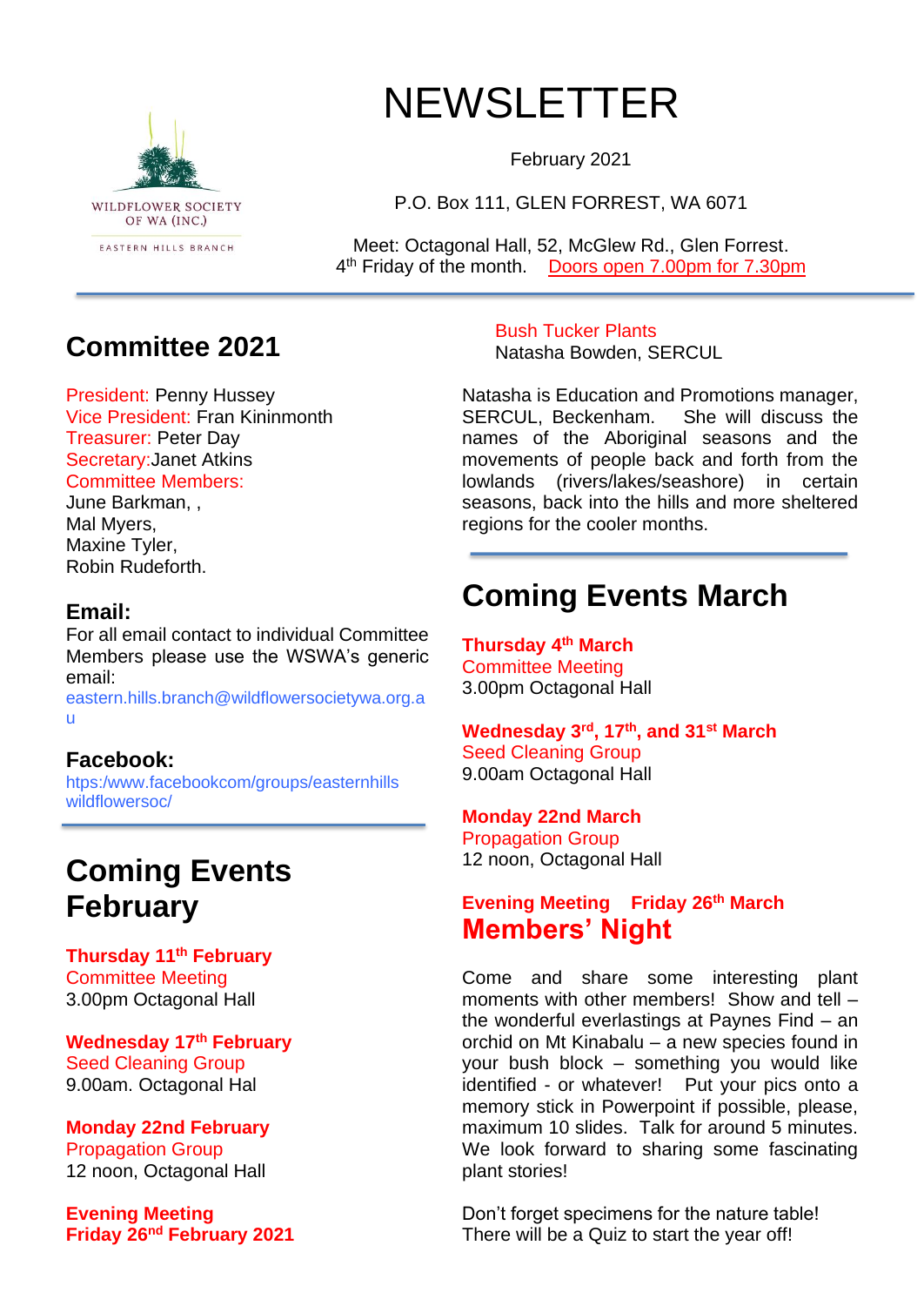WILDFLOWER SOCIETY OF WA (INC.)

EASTERN HILLS BRANCH

# NEWSLETTER

February 2021

P.O. Box 111, GLEN FORREST, WA 6071

Meet: Octagonal Hall, 52, McGlew Rd., Glen Forrest.
4th Friday of the month. Doors open 7.00pm for 7.30pm

## Committee 2021

President: Penny Hussey
Vice President: Fran Kininmonth
Treasurer: Peter Day
Secretary:Janet Atkins
Committee Members:
June Barkman, ,
Mal Myers,
Maxine Tyler,
Robin Rudeforth.

### Email:

For all email contact to individual Committee Members please use the WSWA's generic email:
eastern.hills.branch@wildflowersocietywa.org.au

### Facebook:

htps:/www.facebookcom/groups/easternhills wildflowersoc/

## Coming Events February

**Thursday 11th February**
Committee Meeting
3.00pm Octagonal Hall

**Wednesday 17th February**
Seed Cleaning Group
9.00am. Octagonal Hal

**Monday 22nd February**
Propagation Group
12 noon, Octagonal Hall

**Evening Meeting**
**Friday 26nd February 2021**

Bush Tucker Plants
Natasha Bowden, SERCUL

Natasha is Education and Promotions manager, SERCUL, Beckenham. She will discuss the names of the Aboriginal seasons and the movements of people back and forth from the lowlands (rivers/lakes/seashore) in certain seasons, back into the hills and more sheltered regions for the cooler months.

## Coming Events March

**Thursday 4th March**
Committee Meeting
3.00pm Octagonal Hall

**Wednesday 3rd, 17th, and 31st March**
Seed Cleaning Group
9.00am Octagonal Hall

**Monday 22nd March**
Propagation Group
12 noon, Octagonal Hall

**Evening Meeting Friday 26th March**

### Members' Night

Come and share some interesting plant moments with other members! Show and tell – the wonderful everlastings at Paynes Find – an orchid on Mt Kinabalu – a new species found in your bush block – something you would like identified - or whatever! Put your pics onto a memory stick in Powerpoint if possible, please, maximum 10 slides. Talk for around 5 minutes. We look forward to sharing some fascinating plant stories!

Don't forget specimens for the nature table!
There will be a Quiz to start the year off!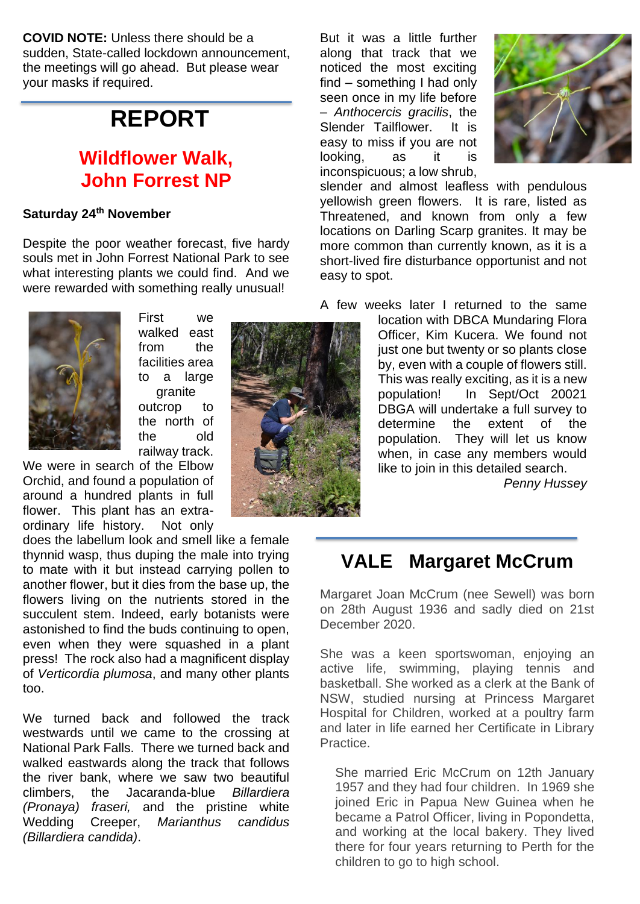**COVID NOTE:** Unless there should be a sudden, State-called lockdown announcement, the meetings will go ahead. But please wear your masks if required.

# REPORT

## Wildflower Walk, John Forrest NP

**Saturday 24th November**

Despite the poor weather forecast, five hardy souls met in John Forrest National Park to see what interesting plants we could find. And we were rewarded with something really unusual!

First we walked east from the facilities area to a large granite outcrop to the north of the old railway track. We were in search of the Elbow Orchid, and found a population of around a hundred plants in full flower. This plant has an extra-ordinary life history. Not only does the labellum look and smell like a female thynnid wasp, thus duping the male into trying to mate with it but instead carrying pollen to another flower, but it dies from the base up, the flowers living on the nutrients stored in the succulent stem. Indeed, early botanists were astonished to find the buds continuing to open, even when they were squashed in a plant press! The rock also had a magnificent display of *Verticordia plumosa*, and many other plants too.

We turned back and followed the track westwards until we came to the crossing at National Park Falls. There we turned back and walked eastwards along the track that follows the river bank, where we saw two beautiful climbers, the Jacaranda-blue *Billardiera (Pronaya) fraseri,* and the pristine white Wedding Creeper, *Marianthus candidus (Billardiera candida)*.

But it was a little further along that track that we noticed the most exciting find – something I had only seen once in my life before – *Anthocercis gracilis*, the Slender Tailflower. It is easy to miss if you are not looking, as it is inconspicuous; a low shrub, slender and almost leafless with pendulous yellowish green flowers. It is rare, listed as Threatened, and known from only a few locations on Darling Scarp granites. It may be more common than currently known, as it is a short-lived fire disturbance opportunist and not easy to spot.

A few weeks later I returned to the same location with DBCA Mundaring Flora Officer, Kim Kucera. We found not just one but twenty or so plants close by, even with a couple of flowers still. This was really exciting, as it is a new population! In Sept/Oct 20021 DBGA will undertake a full survey to determine the extent of the population. They will let us know when, in case any members would like to join in this detailed search.

*Penny Hussey*

## VALE Margaret McCrum

Margaret Joan McCrum (nee Sewell) was born on 28th August 1936 and sadly died on 21st December 2020.

She was a keen sportswoman, enjoying an active life, swimming, playing tennis and basketball. She worked as a clerk at the Bank of NSW, studied nursing at Princess Margaret Hospital for Children, worked at a poultry farm and later in life earned her Certificate in Library Practice.

She married Eric McCrum on 12th January 1957 and they had four children. In 1969 she joined Eric in Papua New Guinea when he became a Patrol Officer, living in Popondetta, and working at the local bakery. They lived there for four years returning to Perth for the children to go to high school.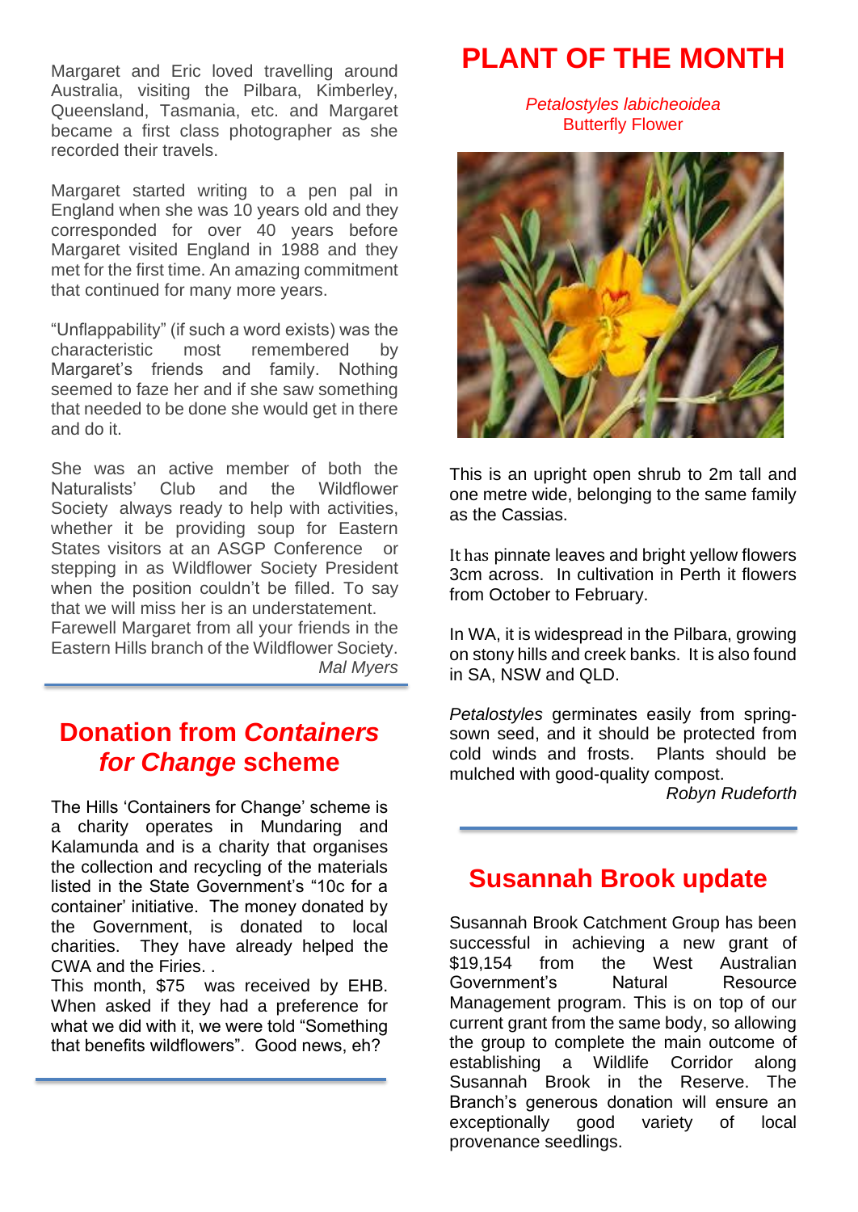Margaret and Eric loved travelling around Australia, visiting the Pilbara, Kimberley, Queensland, Tasmania, etc. and Margaret became a first class photographer as she recorded their travels.

Margaret started writing to a pen pal in England when she was 10 years old and they corresponded for over 40 years before Margaret visited England in 1988 and they met for the first time. An amazing commitment that continued for many more years.

"Unflappability" (if such a word exists) was the characteristic most remembered by Margaret's friends and family. Nothing seemed to faze her and if she saw something that needed to be done she would get in there and do it.

She was an active member of both the Naturalists' Club and the Wildflower Society always ready to help with activities, whether it be providing soup for Eastern States visitors at an ASGP Conference or stepping in as Wildflower Society President when the position couldn't be filled. To say that we will miss her is an understatement.
Farewell Margaret from all your friends in the Eastern Hills branch of the Wildflower Society.

*Mal Myers*

## Donation from *Containers for Change* scheme

The Hills 'Containers for Change' scheme is a charity operates in Mundaring and Kalamunda and is a charity that organises the collection and recycling of the materials listed in the State Government's "10c for a container' initiative. The money donated by the Government, is donated to local charities. They have already helped the CWA and the Firies. .
This month, $75 was received by EHB. When asked if they had a preference for what we did with it, we were told "Something that benefits wildflowers". Good news, eh?

# PLANT OF THE MONTH

*Petalostyles labicheoidea*
Butterfly Flower

This is an upright open shrub to 2m tall and one metre wide, belonging to the same family as the Cassias.

It has pinnate leaves and bright yellow flowers 3cm across. In cultivation in Perth it flowers from October to February.

In WA, it is widespread in the Pilbara, growing on stony hills and creek banks. It is also found in SA, NSW and QLD.

*Petalostyles* germinates easily from spring-sown seed, and it should be protected from cold winds and frosts. Plants should be mulched with good-quality compost.

*Robyn Rudeforth*

## Susannah Brook update

Susannah Brook Catchment Group has been successful in achieving a new grant of $19,154 from the West Australian Government's Natural Resource Management program. This is on top of our current grant from the same body, so allowing the group to complete the main outcome of establishing a Wildlife Corridor along Susannah Brook in the Reserve. The Branch's generous donation will ensure an exceptionally good variety of local provenance seedlings.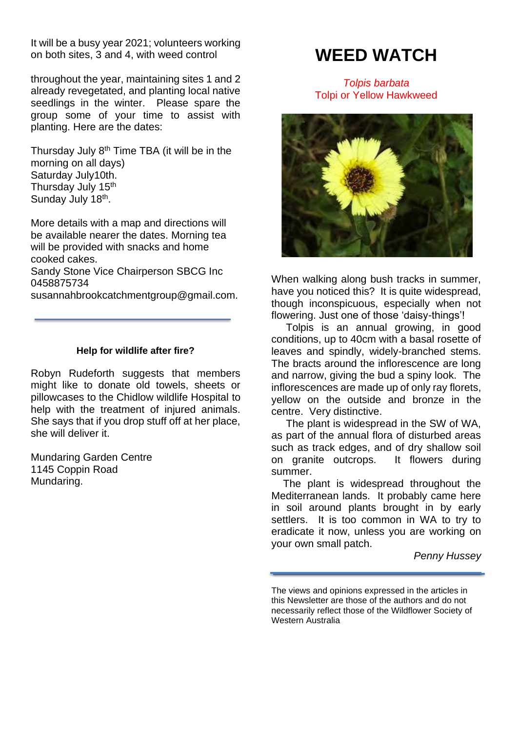It will be a busy year 2021; volunteers working on both sites, 3 and 4, with weed control

throughout the year, maintaining sites 1 and 2 already revegetated, and planting local native seedlings in the winter. Please spare the group some of your time to assist with planting. Here are the dates:

Thursday July 8th Time TBA (it will be in the morning on all days)
Saturday July10th.
Thursday July 15th
Sunday July 18th.

More details with a map and directions will be available nearer the dates. Morning tea will be provided with snacks and home cooked cakes.
Sandy Stone Vice Chairperson SBCG Inc
0458875734
susannahbrookcatchmentgroup@gmail.com.

---

**Help for wildlife after fire?**

Robyn Rudeforth suggests that members might like to donate old towels, sheets or pillowcases to the Chidlow wildlife Hospital to help with the treatment of injured animals. She says that if you drop stuff off at her place, she will deliver it.

Mundaring Garden Centre
1145 Coppin Road
Mundaring.

# WEED WATCH

*Tolpis barbata*
Tolpi or Yellow Hawkweed

When walking along bush tracks in summer, have you noticed this? It is quite widespread, though inconspicuous, especially when not flowering. Just one of those 'daisy-things'!

Tolpis is an annual growing, in good conditions, up to 40cm with a basal rosette of leaves and spindly, widely-branched stems. The bracts around the inflorescence are long and narrow, giving the bud a spiny look. The inflorescences are made up of only ray florets, yellow on the outside and bronze in the centre. Very distinctive.

The plant is widespread in the SW of WA, as part of the annual flora of disturbed areas such as track edges, and of dry shallow soil on granite outcrops. It flowers during summer.

The plant is widespread throughout the Mediterranean lands. It probably came here in soil around plants brought in by early settlers. It is too common in WA to try to eradicate it now, unless you are working on your own small patch.

*Penny Hussey*

---

The views and opinions expressed in the articles in this Newsletter are those of the authors and do not necessarily reflect those of the Wildflower Society of Western Australia